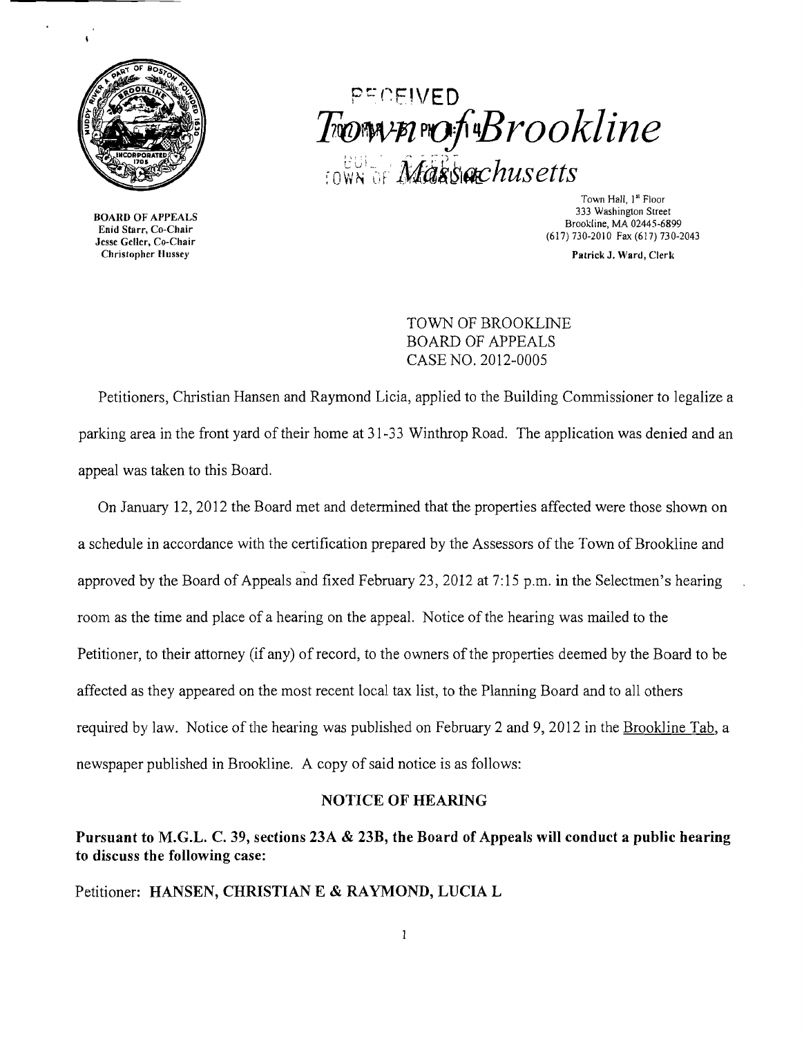RECEIVED

# Town of Brookline

## Massachusetts

BOARD OF APPEALS
Enid Starr, Co-Chair
Jesse Geller, Co-Chair
Christopher Hussey

Town Hall, 1st Floor
333 Washington Street
Brookline, MA 02445-6899
(617) 730-2010 Fax (617) 730-2043

Patrick J. Ward, Clerk

TOWN OF BROOKLINE
BOARD OF APPEALS
CASE NO. 2012-0005

Petitioners, Christian Hansen and Raymond Licia, applied to the Building Commissioner to legalize a parking area in the front yard of their home at 31-33 Winthrop Road. The application was denied and an appeal was taken to this Board.

On January 12, 2012 the Board met and determined that the properties affected were those shown on a schedule in accordance with the certification prepared by the Assessors of the Town of Brookline and approved by the Board of Appeals and fixed February 23, 2012 at 7:15 p.m. in the Selectmen's hearing room as the time and place of a hearing on the appeal. Notice of the hearing was mailed to the Petitioner, to their attorney (if any) of record, to the owners of the properties deemed by the Board to be affected as they appeared on the most recent local tax list, to the Planning Board and to all others required by law. Notice of the hearing was published on February 2 and 9, 2012 in the Brookline Tab, a newspaper published in Brookline. A copy of said notice is as follows:

**NOTICE OF HEARING**

**Pursuant to M.G.L. C. 39, sections 23A & 23B, the Board of Appeals will conduct a public hearing to discuss the following case:**

Petitioner: **HANSEN, CHRISTIAN E & RAYMOND, LUCIA L**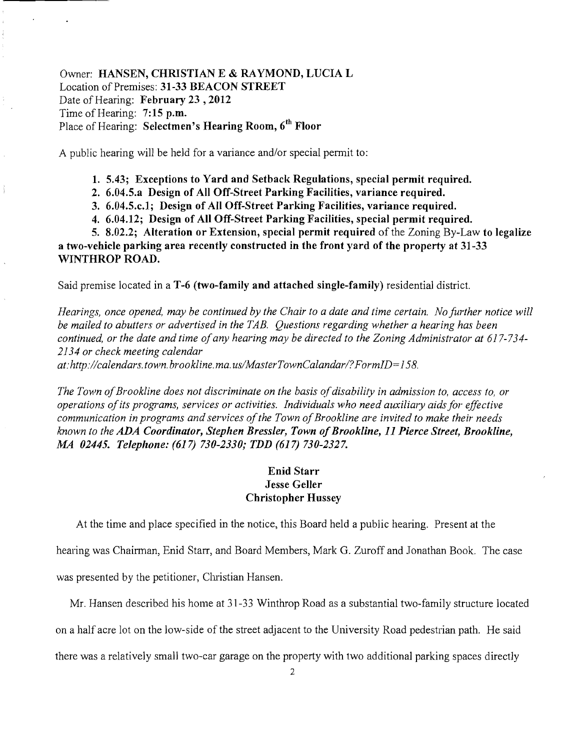Owner: **HANSEN, CHRISTIAN E & RAYMOND, LUCIA L**
Location of Premises: **31-33 BEACON STREET**
Date of Hearing: **February 23 , 2012**
Time of Hearing: **7:15 p.m.**
Place of Hearing: **Selectmen's Hearing Room, 6th Floor**

A public hearing will be held for a variance and/or special permit to:

1. **5.43; Exceptions to Yard and Setback Regulations, special permit required.**
2. **6.04.5.a Design of All Off-Street Parking Facilities, variance required.**
3. **6.04.5.c.1; Design of All Off-Street Parking Facilities, variance required.**
4. **6.04.12; Design of All Off-Street Parking Facilities, special permit required.**
5. **8.02.2; Alteration or Extension, special permit required** of the Zoning By-Law **to legalize a two-vehicle parking area recently constructed in the front yard of the property at 31-33 WINTHROP ROAD.**

Said premise located in a **T-6 (two-family and attached single-family)** residential district.

*Hearings, once opened, may be continued by the Chair to a date and time certain. No further notice will be mailed to abutters or advertised in the TAB. Questions regarding whether a hearing has been continued, or the date and time of any hearing may be directed to the Zoning Administrator at 617-734-2134 or check meeting calendar at:http://calendars.town.brookline.ma.us/MasterTownCalandar/?FormID=158.*

*The Town of Brookline does not discriminate on the basis of disability in admission to, access to, or operations of its programs, services or activities. Individuals who need auxiliary aids for effective communication in programs and services of the Town of Brookline are invited to make their needs known to the* ***ADA Coordinator, Stephen Bressler, Town of Brookline, 11 Pierce Street, Brookline, MA 02445. Telephone: (617) 730-2330; TDD (617) 730-2327.***

**Enid Starr**
**Jesse Geller**
**Christopher Hussey**

At the time and place specified in the notice, this Board held a public hearing. Present at the hearing was Chairman, Enid Starr, and Board Members, Mark G. Zuroff and Jonathan Book. The case was presented by the petitioner, Christian Hansen.

Mr. Hansen described his home at 31-33 Winthrop Road as a substantial two-family structure located on a half acre lot on the low-side of the street adjacent to the University Road pedestrian path. He said there was a relatively small two-car garage on the property with two additional parking spaces directly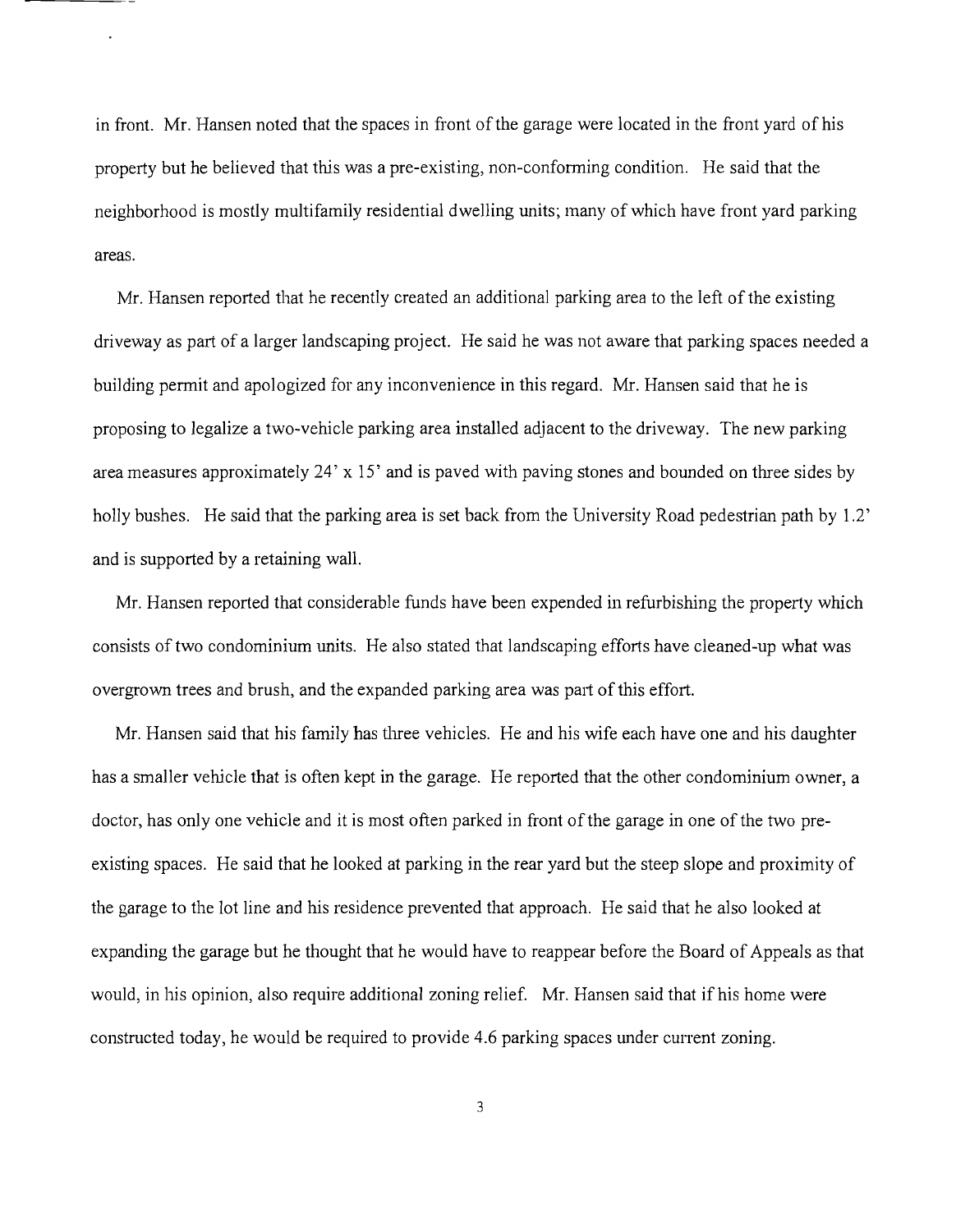in front. Mr. Hansen noted that the spaces in front of the garage were located in the front yard of his property but he believed that this was a pre-existing, non-conforming condition. He said that the neighborhood is mostly multifamily residential dwelling units; many of which have front yard parking areas.

Mr. Hansen reported that he recently created an additional parking area to the left of the existing driveway as part of a larger landscaping project. He said he was not aware that parking spaces needed a building permit and apologized for any inconvenience in this regard. Mr. Hansen said that he is proposing to legalize a two-vehicle parking area installed adjacent to the driveway. The new parking area measures approximately 24' x 15' and is paved with paving stones and bounded on three sides by holly bushes. He said that the parking area is set back from the University Road pedestrian path by 1.2' and is supported by a retaining wall.

Mr. Hansen reported that considerable funds have been expended in refurbishing the property which consists of two condominium units. He also stated that landscaping efforts have cleaned-up what was overgrown trees and brush, and the expanded parking area was part of this effort.

Mr. Hansen said that his family has three vehicles. He and his wife each have one and his daughter has a smaller vehicle that is often kept in the garage. He reported that the other condominium owner, a doctor, has only one vehicle and it is most often parked in front of the garage in one of the two pre-existing spaces. He said that he looked at parking in the rear yard but the steep slope and proximity of the garage to the lot line and his residence prevented that approach. He said that he also looked at expanding the garage but he thought that he would have to reappear before the Board of Appeals as that would, in his opinion, also require additional zoning relief. Mr. Hansen said that if his home were constructed today, he would be required to provide 4.6 parking spaces under current zoning.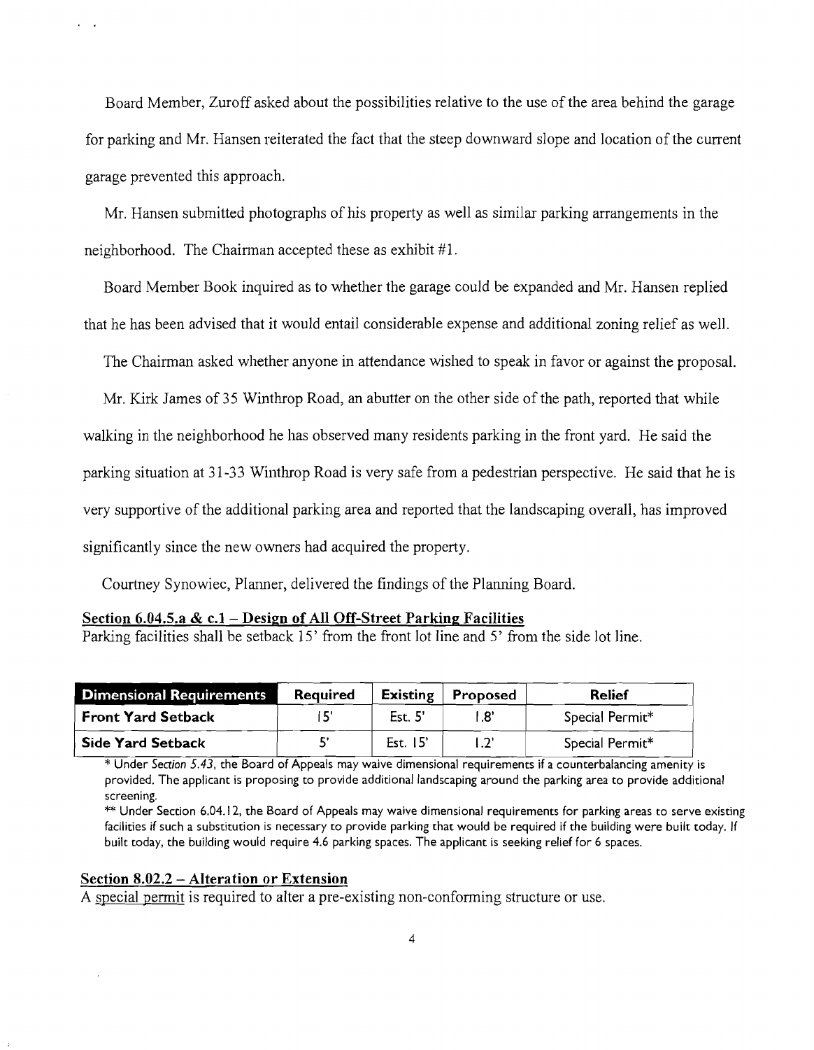Board Member, Zuroff asked about the possibilities relative to the use of the area behind the garage for parking and Mr. Hansen reiterated the fact that the steep downward slope and location of the current garage prevented this approach.

Mr. Hansen submitted photographs of his property as well as similar parking arrangements in the neighborhood. The Chairman accepted these as exhibit #1.

Board Member Book inquired as to whether the garage could be expanded and Mr. Hansen replied that he has been advised that it would entail considerable expense and additional zoning relief as well.

The Chairman asked whether anyone in attendance wished to speak in favor or against the proposal.

Mr. Kirk James of 35 Winthrop Road, an abutter on the other side of the path, reported that while walking in the neighborhood he has observed many residents parking in the front yard. He said the parking situation at 31-33 Winthrop Road is very safe from a pedestrian perspective. He said that he is very supportive of the additional parking area and reported that the landscaping overall, has improved significantly since the new owners had acquired the property.

Courtney Synowiec, Planner, delivered the findings of the Planning Board.

**Section 6.04.5.a & c.1 – Design of All Off-Street Parking Facilities**

Parking facilities shall be setback 15' from the front lot line and 5' from the side lot line.

| Dimensional Requirements | Required | Existing | Proposed | Relief |
|---|---|---|---|---|
| **Front Yard Setback** | 15' | Est. 5' | 1.8' | Special Permit* |
| **Side Yard Setback** | 5' | Est. 15' | 1.2' | Special Permit* |

\* Under *Section 5.43*, the Board of Appeals may waive dimensional requirements if a counterbalancing amenity is provided. The applicant is proposing to provide additional landscaping around the parking area to provide additional screening.

\*\* Under Section 6.04.12, the Board of Appeals may waive dimensional requirements for parking areas to serve existing facilities if such a substitution is necessary to provide parking that would be required if the building were built today. If built today, the building would require 4.6 parking spaces. The applicant is seeking relief for 6 spaces.

**Section 8.02.2 – Alteration or Extension**

A special permit is required to alter a pre-existing non-conforming structure or use.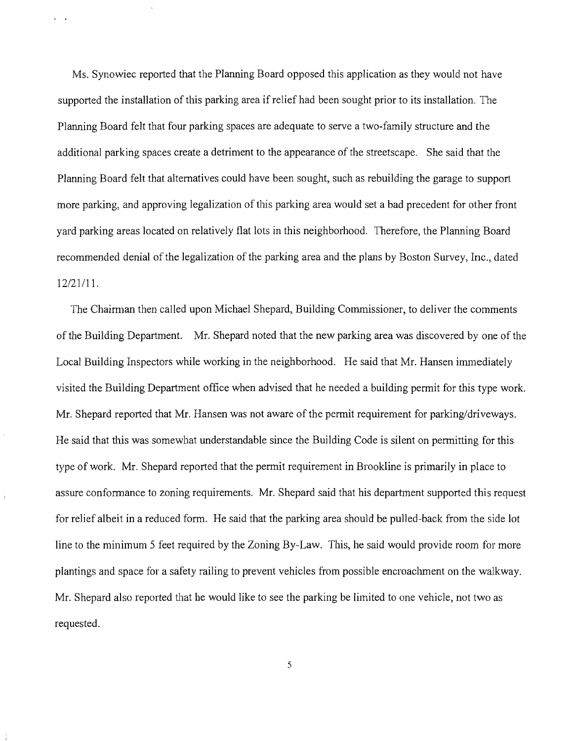Ms. Synowiec reported that the Planning Board opposed this application as they would not have supported the installation of this parking area if relief had been sought prior to its installation. The Planning Board felt that four parking spaces are adequate to serve a two-family structure and the additional parking spaces create a detriment to the appearance of the streetscape. She said that the Planning Board felt that alternatives could have been sought, such as rebuilding the garage to support more parking, and approving legalization of this parking area would set a bad precedent for other front yard parking areas located on relatively flat lots in this neighborhood. Therefore, the Planning Board recommended denial of the legalization of the parking area and the plans by Boston Survey, Inc., dated 12/21/11.

The Chairman then called upon Michael Shepard, Building Commissioner, to deliver the comments of the Building Department. Mr. Shepard noted that the new parking area was discovered by one of the Local Building Inspectors while working in the neighborhood. He said that Mr. Hansen immediately visited the Building Department office when advised that he needed a building permit for this type work. Mr. Shepard reported that Mr. Hansen was not aware of the permit requirement for parking/driveways. He said that this was somewhat understandable since the Building Code is silent on permitting for this type of work. Mr. Shepard reported that the permit requirement in Brookline is primarily in place to assure conformance to zoning requirements. Mr. Shepard said that his department supported this request for relief albeit in a reduced form. He said that the parking area should be pulled-back from the side lot line to the minimum 5 feet required by the Zoning By-Law. This, he said would provide room for more plantings and space for a safety railing to prevent vehicles from possible encroachment on the walkway. Mr. Shepard also reported that he would like to see the parking be limited to one vehicle, not two as requested.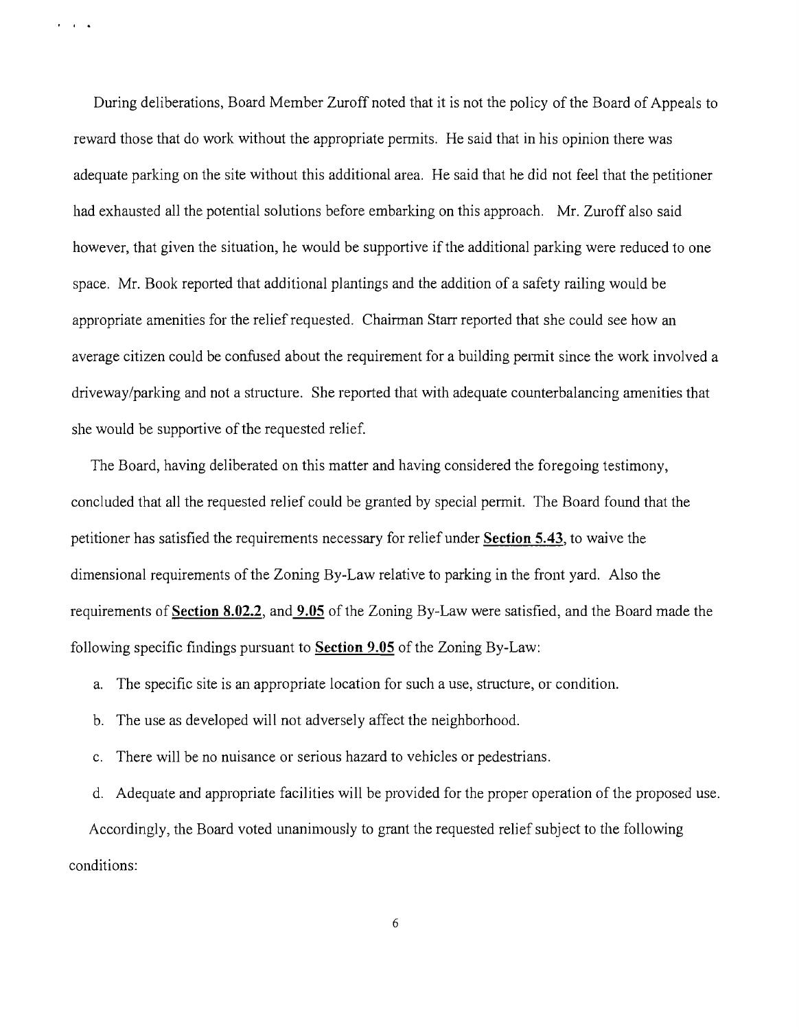During deliberations, Board Member Zuroff noted that it is not the policy of the Board of Appeals to reward those that do work without the appropriate permits. He said that in his opinion there was adequate parking on the site without this additional area. He said that he did not feel that the petitioner had exhausted all the potential solutions before embarking on this approach. Mr. Zuroff also said however, that given the situation, he would be supportive if the additional parking were reduced to one space. Mr. Book reported that additional plantings and the addition of a safety railing would be appropriate amenities for the relief requested. Chairman Starr reported that she could see how an average citizen could be confused about the requirement for a building permit since the work involved a driveway/parking and not a structure. She reported that with adequate counterbalancing amenities that she would be supportive of the requested relief.

The Board, having deliberated on this matter and having considered the foregoing testimony, concluded that all the requested relief could be granted by special permit. The Board found that the petitioner has satisfied the requirements necessary for relief under **Section 5.43**, to waive the dimensional requirements of the Zoning By-Law relative to parking in the front yard. Also the requirements of **Section 8.02.2**, and **9.05** of the Zoning By-Law were satisfied, and the Board made the following specific findings pursuant to **Section 9.05** of the Zoning By-Law:

a. The specific site is an appropriate location for such a use, structure, or condition.

b. The use as developed will not adversely affect the neighborhood.

c. There will be no nuisance or serious hazard to vehicles or pedestrians.

d. Adequate and appropriate facilities will be provided for the proper operation of the proposed use.

Accordingly, the Board voted unanimously to grant the requested relief subject to the following conditions: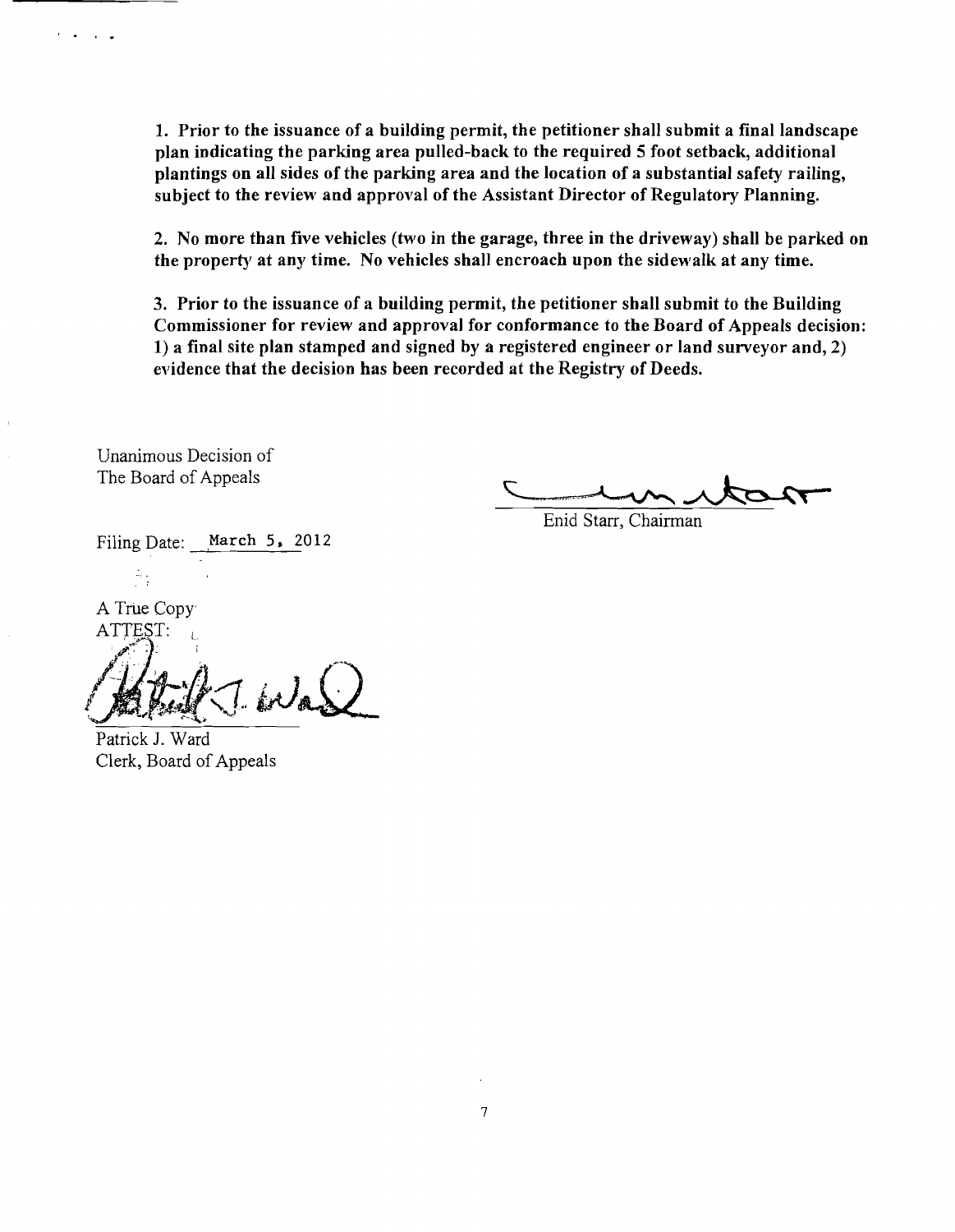**1. Prior to the issuance of a building permit, the petitioner shall submit a final landscape plan indicating the parking area pulled-back to the required 5 foot setback, additional plantings on all sides of the parking area and the location of a substantial safety railing, subject to the review and approval of the Assistant Director of Regulatory Planning.**

**2. No more than five vehicles (two in the garage, three in the driveway) shall be parked on the property at any time. No vehicles shall encroach upon the sidewalk at any time.**

**3. Prior to the issuance of a building permit, the petitioner shall submit to the Building Commissioner for review and approval for conformance to the Board of Appeals decision: 1) a final site plan stamped and signed by a registered engineer or land surveyor and, 2) evidence that the decision has been recorded at the Registry of Deeds.**

Unanimous Decision of
The Board of Appeals

Enid Starr, Chairman

Filing Date: March 5, 2012

A True Copy
ATTEST:

Patrick J. Ward
Clerk, Board of Appeals